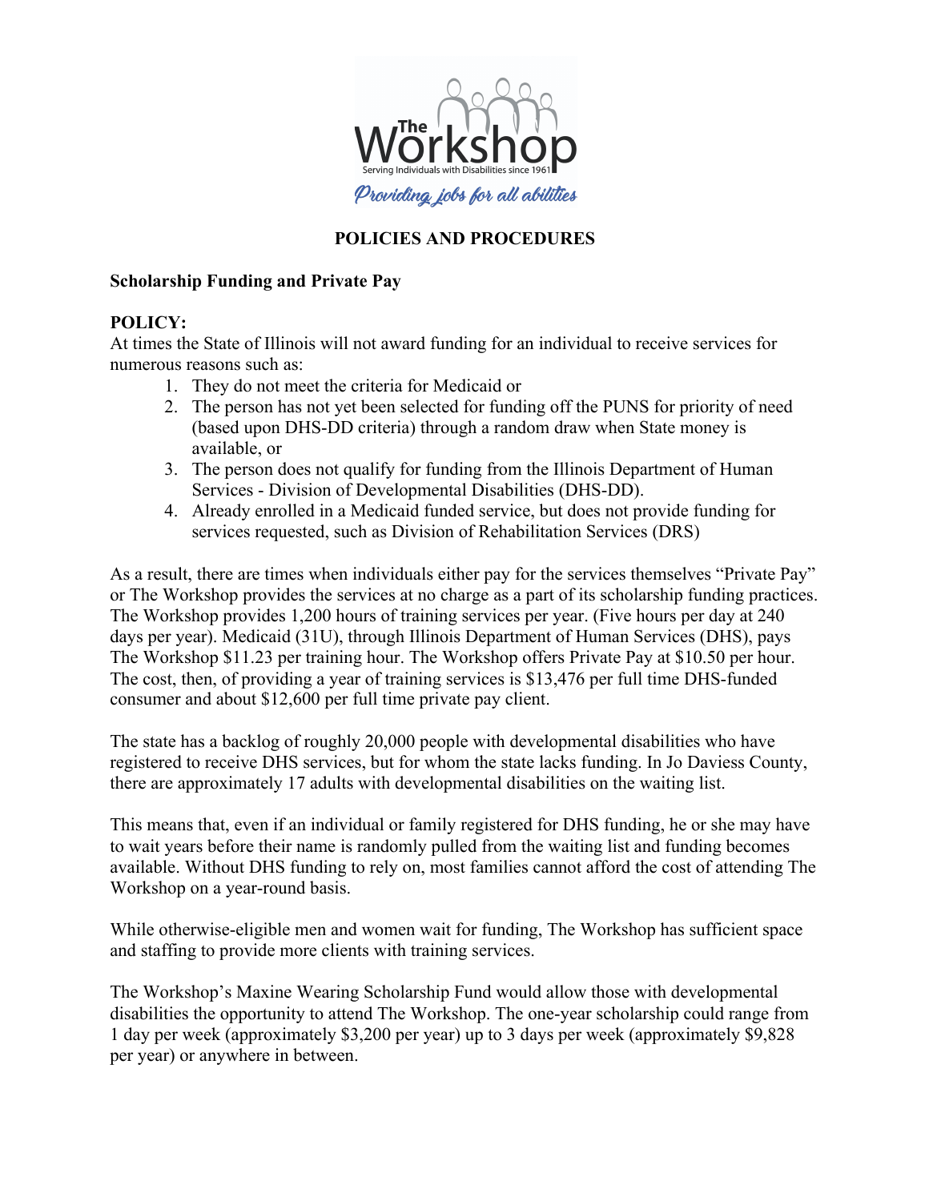# POLICIES AND PROCEDURES

**Scholarship Funding and Private Pay**

## POLICY:

At times the State of Illinois will not award funding for an individual to receive services for numerous reasons such as:

1. They do not meet the criteria for Medicaid or
2. The person has not yet been selected for funding off the PUNS for priority of need (based upon DHS-DD criteria) through a random draw when State money is available, or
3. The person does not qualify for funding from the Illinois Department of Human Services - Division of Developmental Disabilities (DHS-DD).
4. Already enrolled in a Medicaid funded service, but does not provide funding for services requested, such as Division of Rehabilitation Services (DRS)

As a result, there are times when individuals either pay for the services themselves "Private Pay" or The Workshop provides the services at no charge as a part of its scholarship funding practices. The Workshop provides 1,200 hours of training services per year. (Five hours per day at 240 days per year). Medicaid (31U), through Illinois Department of Human Services (DHS), pays The Workshop $11.23 per training hour. The Workshop offers Private Pay at $10.50 per hour. The cost, then, of providing a year of training services is $13,476 per full time DHS-funded consumer and about $12,600 per full time private pay client.

The state has a backlog of roughly 20,000 people with developmental disabilities who have registered to receive DHS services, but for whom the state lacks funding. In Jo Daviess County, there are approximately 17 adults with developmental disabilities on the waiting list.

This means that, even if an individual or family registered for DHS funding, he or she may have to wait years before their name is randomly pulled from the waiting list and funding becomes available. Without DHS funding to rely on, most families cannot afford the cost of attending The Workshop on a year-round basis.

While otherwise-eligible men and women wait for funding, The Workshop has sufficient space and staffing to provide more clients with training services.

The Workshop's Maxine Wearing Scholarship Fund would allow those with developmental disabilities the opportunity to attend The Workshop. The one-year scholarship could range from 1 day per week (approximately $3,200 per year) up to 3 days per week (approximately $9,828 per year) or anywhere in between.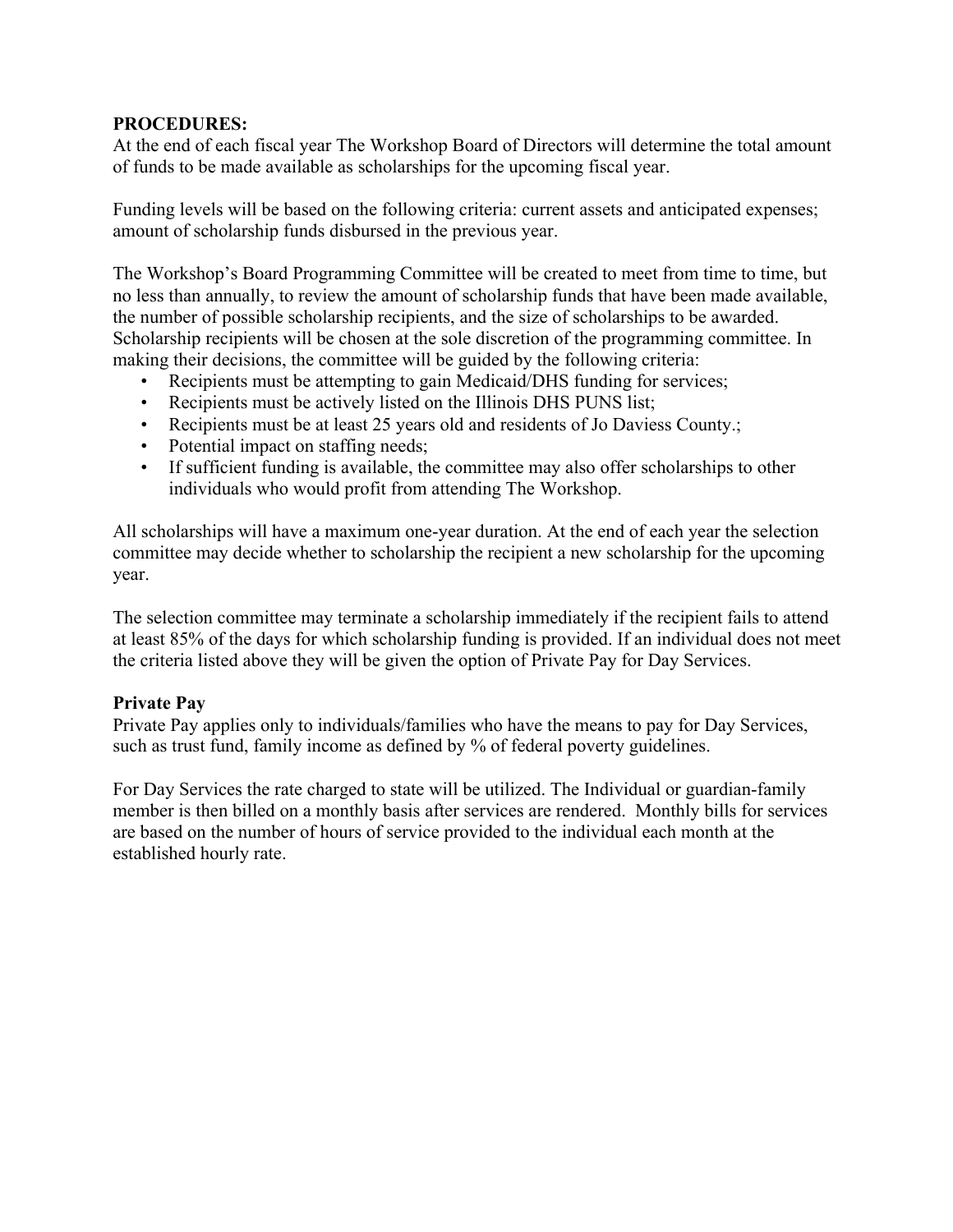**PROCEDURES:**

At the end of each fiscal year The Workshop Board of Directors will determine the total amount of funds to be made available as scholarships for the upcoming fiscal year.

Funding levels will be based on the following criteria: current assets and anticipated expenses; amount of scholarship funds disbursed in the previous year.

The Workshop's Board Programming Committee will be created to meet from time to time, but no less than annually, to review the amount of scholarship funds that have been made available, the number of possible scholarship recipients, and the size of scholarships to be awarded. Scholarship recipients will be chosen at the sole discretion of the programming committee. In making their decisions, the committee will be guided by the following criteria:

- Recipients must be attempting to gain Medicaid/DHS funding for services;
- Recipients must be actively listed on the Illinois DHS PUNS list;
- Recipients must be at least 25 years old and residents of Jo Daviess County.;
- Potential impact on staffing needs;
- If sufficient funding is available, the committee may also offer scholarships to other individuals who would profit from attending The Workshop.

All scholarships will have a maximum one-year duration. At the end of each year the selection committee may decide whether to scholarship the recipient a new scholarship for the upcoming year.

The selection committee may terminate a scholarship immediately if the recipient fails to attend at least 85% of the days for which scholarship funding is provided. If an individual does not meet the criteria listed above they will be given the option of Private Pay for Day Services.

**Private Pay**

Private Pay applies only to individuals/families who have the means to pay for Day Services, such as trust fund, family income as defined by % of federal poverty guidelines.

For Day Services the rate charged to state will be utilized. The Individual or guardian-family member is then billed on a monthly basis after services are rendered. Monthly bills for services are based on the number of hours of service provided to the individual each month at the established hourly rate.